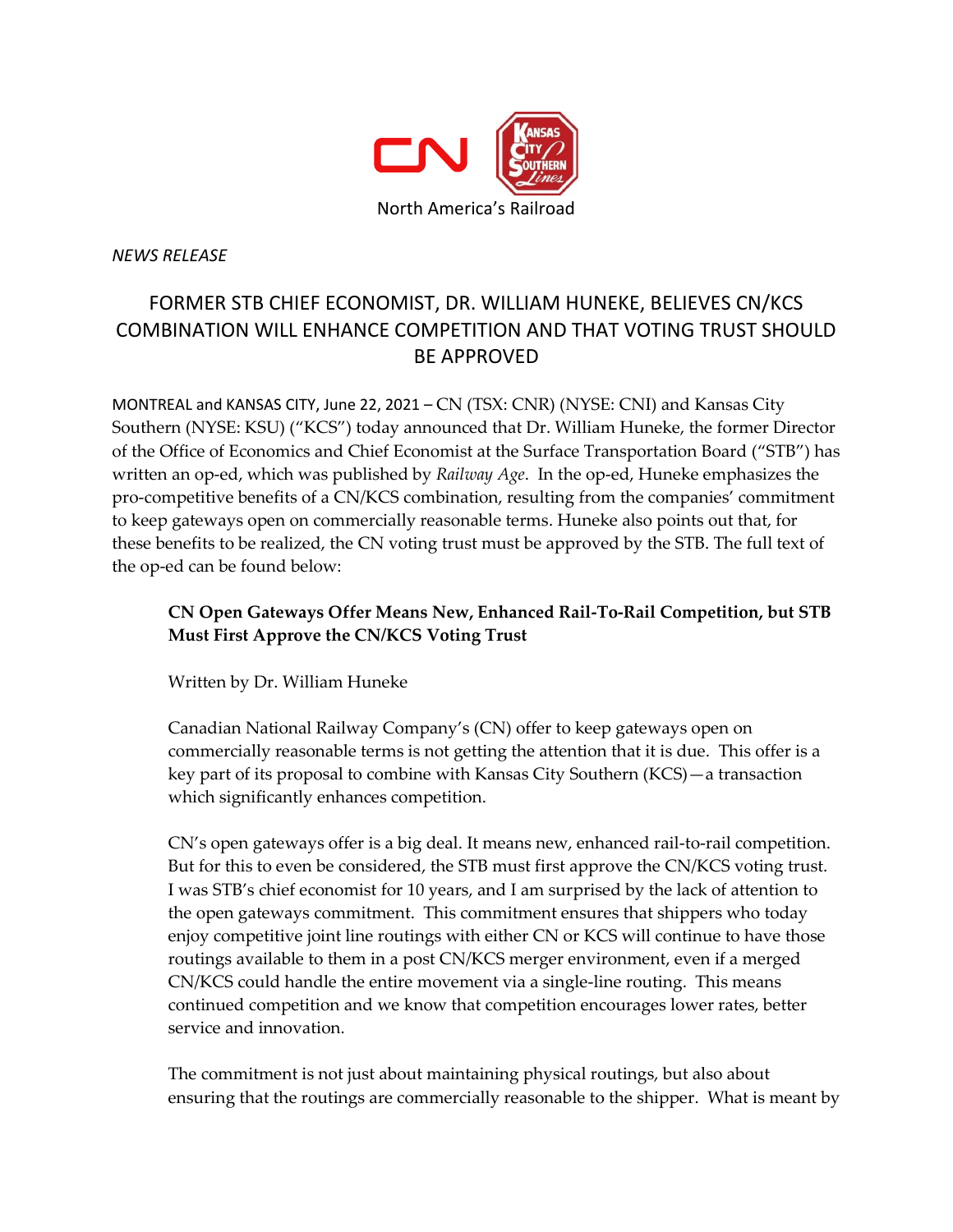North America's Railroad

*NEWS RELEASE*

# FORMER STB CHIEF ECONOMIST, DR. WILLIAM HUNEKE, BELIEVES CN/KCS COMBINATION WILL ENHANCE COMPETITION AND THAT VOTING TRUST SHOULD BE APPROVED

MONTREAL and KANSAS CITY, June 22, 2021 – CN (TSX: CNR) (NYSE: CNI) and Kansas City Southern (NYSE: KSU) ("KCS") today announced that Dr. William Huneke, the former Director of the Office of Economics and Chief Economist at the Surface Transportation Board ("STB") has written an op-ed, which was published by *Railway Age*. In the op-ed, Huneke emphasizes the pro-competitive benefits of a CN/KCS combination, resulting from the companies' commitment to keep gateways open on commercially reasonable terms. Huneke also points out that, for these benefits to be realized, the CN voting trust must be approved by the STB. The full text of the op-ed can be found below:

> **CN Open Gateways Offer Means New, Enhanced Rail-To-Rail Competition, but STB Must First Approve the CN/KCS Voting Trust**
>
> Written by Dr. William Huneke
>
> Canadian National Railway Company's (CN) offer to keep gateways open on commercially reasonable terms is not getting the attention that it is due. This offer is a key part of its proposal to combine with Kansas City Southern (KCS)—a transaction which significantly enhances competition.
>
> CN's open gateways offer is a big deal. It means new, enhanced rail-to-rail competition. But for this to even be considered, the STB must first approve the CN/KCS voting trust. I was STB's chief economist for 10 years, and I am surprised by the lack of attention to the open gateways commitment. This commitment ensures that shippers who today enjoy competitive joint line routings with either CN or KCS will continue to have those routings available to them in a post CN/KCS merger environment, even if a merged CN/KCS could handle the entire movement via a single-line routing. This means continued competition and we know that competition encourages lower rates, better service and innovation.
>
> The commitment is not just about maintaining physical routings, but also about ensuring that the routings are commercially reasonable to the shipper. What is meant by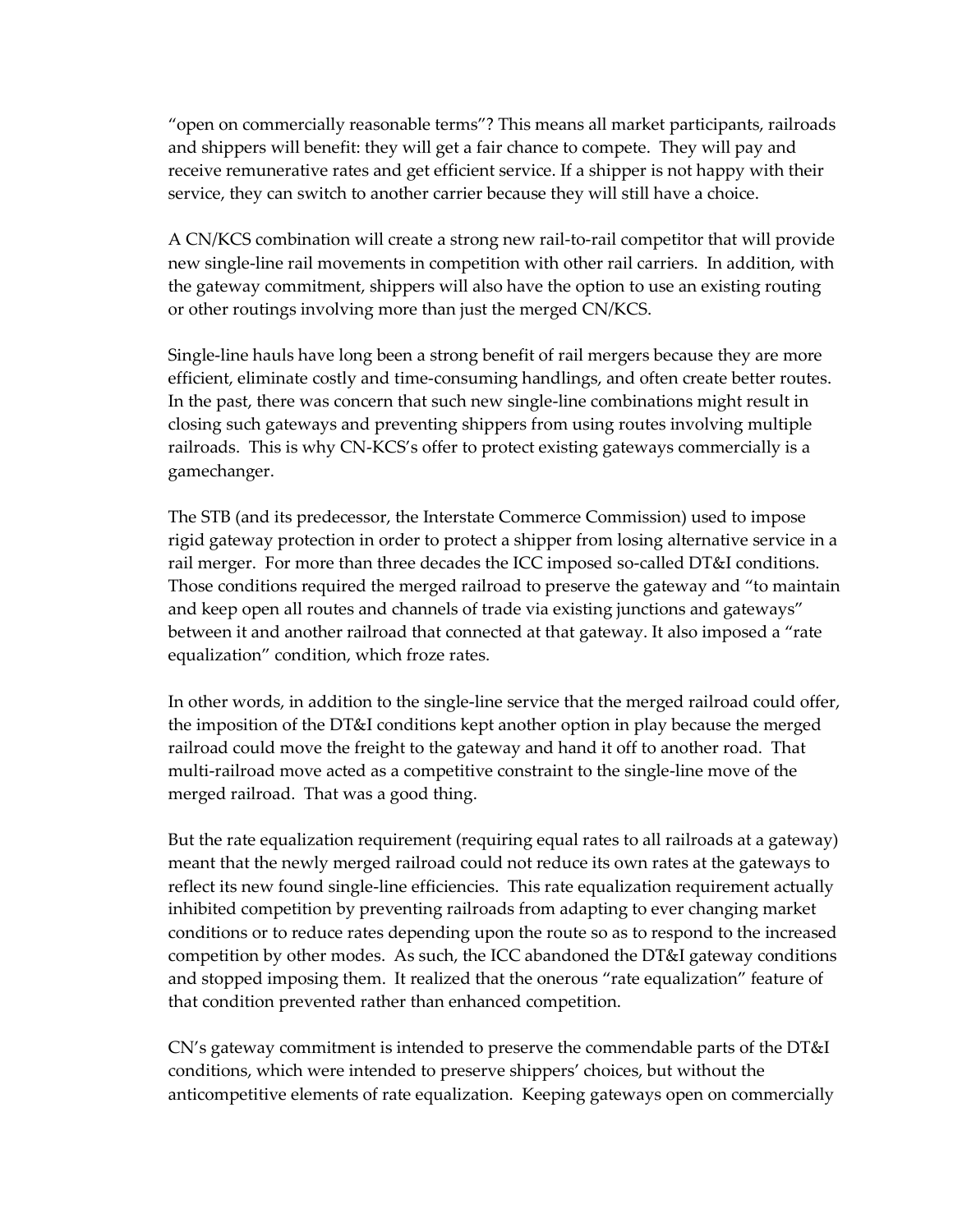"open on commercially reasonable terms"? This means all market participants, railroads and shippers will benefit: they will get a fair chance to compete. They will pay and receive remunerative rates and get efficient service. If a shipper is not happy with their service, they can switch to another carrier because they will still have a choice.

A CN/KCS combination will create a strong new rail-to-rail competitor that will provide new single-line rail movements in competition with other rail carriers. In addition, with the gateway commitment, shippers will also have the option to use an existing routing or other routings involving more than just the merged CN/KCS.

Single-line hauls have long been a strong benefit of rail mergers because they are more efficient, eliminate costly and time-consuming handlings, and often create better routes. In the past, there was concern that such new single-line combinations might result in closing such gateways and preventing shippers from using routes involving multiple railroads. This is why CN-KCS's offer to protect existing gateways commercially is a gamechanger.

The STB (and its predecessor, the Interstate Commerce Commission) used to impose rigid gateway protection in order to protect a shipper from losing alternative service in a rail merger. For more than three decades the ICC imposed so-called DT&I conditions. Those conditions required the merged railroad to preserve the gateway and "to maintain and keep open all routes and channels of trade via existing junctions and gateways" between it and another railroad that connected at that gateway. It also imposed a "rate equalization" condition, which froze rates.

In other words, in addition to the single-line service that the merged railroad could offer, the imposition of the DT&I conditions kept another option in play because the merged railroad could move the freight to the gateway and hand it off to another road. That multi-railroad move acted as a competitive constraint to the single-line move of the merged railroad. That was a good thing.

But the rate equalization requirement (requiring equal rates to all railroads at a gateway) meant that the newly merged railroad could not reduce its own rates at the gateways to reflect its new found single-line efficiencies. This rate equalization requirement actually inhibited competition by preventing railroads from adapting to ever changing market conditions or to reduce rates depending upon the route so as to respond to the increased competition by other modes. As such, the ICC abandoned the DT&I gateway conditions and stopped imposing them. It realized that the onerous "rate equalization" feature of that condition prevented rather than enhanced competition.

CN's gateway commitment is intended to preserve the commendable parts of the DT&I conditions, which were intended to preserve shippers' choices, but without the anticompetitive elements of rate equalization. Keeping gateways open on commercially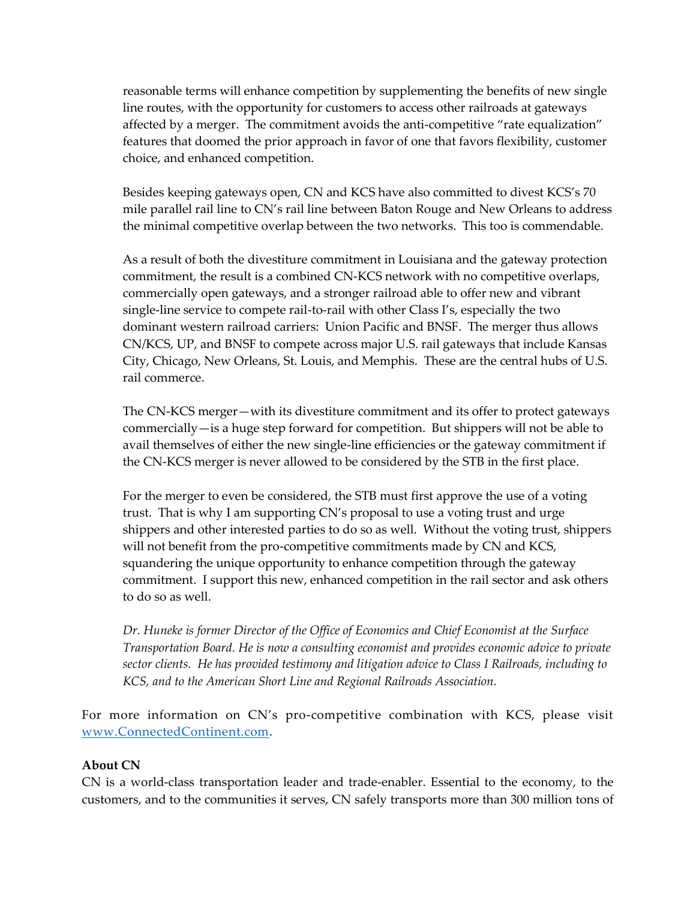reasonable terms will enhance competition by supplementing the benefits of new single line routes, with the opportunity for customers to access other railroads at gateways affected by a merger. The commitment avoids the anti-competitive "rate equalization" features that doomed the prior approach in favor of one that favors flexibility, customer choice, and enhanced competition.

Besides keeping gateways open, CN and KCS have also committed to divest KCS's 70 mile parallel rail line to CN's rail line between Baton Rouge and New Orleans to address the minimal competitive overlap between the two networks. This too is commendable.

As a result of both the divestiture commitment in Louisiana and the gateway protection commitment, the result is a combined CN-KCS network with no competitive overlaps, commercially open gateways, and a stronger railroad able to offer new and vibrant single-line service to compete rail-to-rail with other Class I's, especially the two dominant western railroad carriers: Union Pacific and BNSF. The merger thus allows CN/KCS, UP, and BNSF to compete across major U.S. rail gateways that include Kansas City, Chicago, New Orleans, St. Louis, and Memphis. These are the central hubs of U.S. rail commerce.

The CN-KCS merger—with its divestiture commitment and its offer to protect gateways commercially—is a huge step forward for competition. But shippers will not be able to avail themselves of either the new single-line efficiencies or the gateway commitment if the CN-KCS merger is never allowed to be considered by the STB in the first place.

For the merger to even be considered, the STB must first approve the use of a voting trust. That is why I am supporting CN's proposal to use a voting trust and urge shippers and other interested parties to do so as well. Without the voting trust, shippers will not benefit from the pro-competitive commitments made by CN and KCS, squandering the unique opportunity to enhance competition through the gateway commitment. I support this new, enhanced competition in the rail sector and ask others to do so as well.

*Dr. Huneke is former Director of the Office of Economics and Chief Economist at the Surface Transportation Board. He is now a consulting economist and provides economic advice to private sector clients. He has provided testimony and litigation advice to Class I Railroads, including to KCS, and to the American Short Line and Regional Railroads Association.*

For more information on CN's pro-competitive combination with KCS, please visit [www.ConnectedContinent.com](www.ConnectedContinent.com).

**About CN**

CN is a world-class transportation leader and trade-enabler. Essential to the economy, to the customers, and to the communities it serves, CN safely transports more than 300 million tons of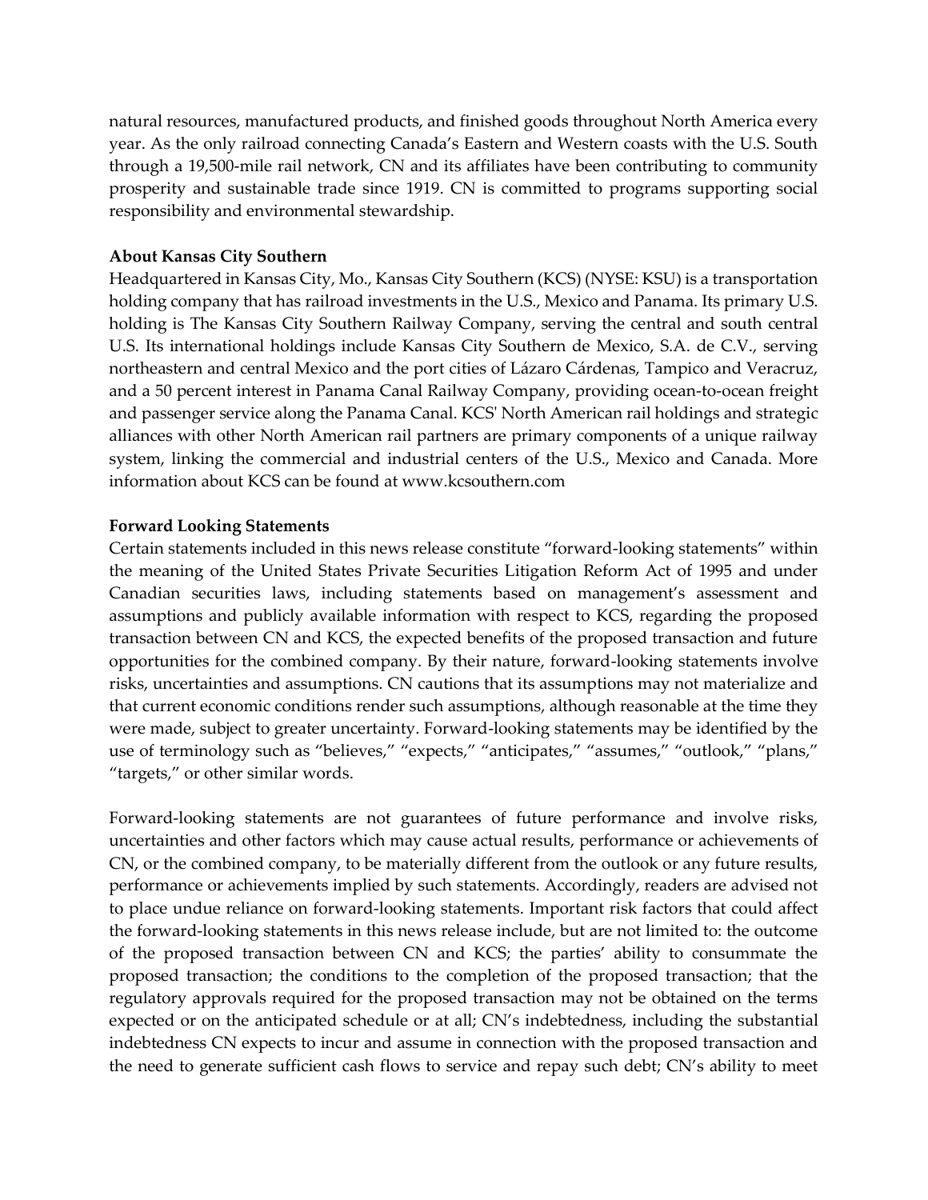natural resources, manufactured products, and finished goods throughout North America every year. As the only railroad connecting Canada's Eastern and Western coasts with the U.S. South through a 19,500-mile rail network, CN and its affiliates have been contributing to community prosperity and sustainable trade since 1919. CN is committed to programs supporting social responsibility and environmental stewardship.

**About Kansas City Southern**

Headquartered in Kansas City, Mo., Kansas City Southern (KCS) (NYSE: KSU) is a transportation holding company that has railroad investments in the U.S., Mexico and Panama. Its primary U.S. holding is The Kansas City Southern Railway Company, serving the central and south central U.S. Its international holdings include Kansas City Southern de Mexico, S.A. de C.V., serving northeastern and central Mexico and the port cities of Lázaro Cárdenas, Tampico and Veracruz, and a 50 percent interest in Panama Canal Railway Company, providing ocean-to-ocean freight and passenger service along the Panama Canal. KCS' North American rail holdings and strategic alliances with other North American rail partners are primary components of a unique railway system, linking the commercial and industrial centers of the U.S., Mexico and Canada. More information about KCS can be found at www.kcsouthern.com

**Forward Looking Statements**

Certain statements included in this news release constitute "forward-looking statements" within the meaning of the United States Private Securities Litigation Reform Act of 1995 and under Canadian securities laws, including statements based on management's assessment and assumptions and publicly available information with respect to KCS, regarding the proposed transaction between CN and KCS, the expected benefits of the proposed transaction and future opportunities for the combined company. By their nature, forward-looking statements involve risks, uncertainties and assumptions. CN cautions that its assumptions may not materialize and that current economic conditions render such assumptions, although reasonable at the time they were made, subject to greater uncertainty. Forward-looking statements may be identified by the use of terminology such as "believes," "expects," "anticipates," "assumes," "outlook," "plans," "targets," or other similar words.

Forward-looking statements are not guarantees of future performance and involve risks, uncertainties and other factors which may cause actual results, performance or achievements of CN, or the combined company, to be materially different from the outlook or any future results, performance or achievements implied by such statements. Accordingly, readers are advised not to place undue reliance on forward-looking statements. Important risk factors that could affect the forward-looking statements in this news release include, but are not limited to: the outcome of the proposed transaction between CN and KCS; the parties' ability to consummate the proposed transaction; the conditions to the completion of the proposed transaction; that the regulatory approvals required for the proposed transaction may not be obtained on the terms expected or on the anticipated schedule or at all; CN's indebtedness, including the substantial indebtedness CN expects to incur and assume in connection with the proposed transaction and the need to generate sufficient cash flows to service and repay such debt; CN's ability to meet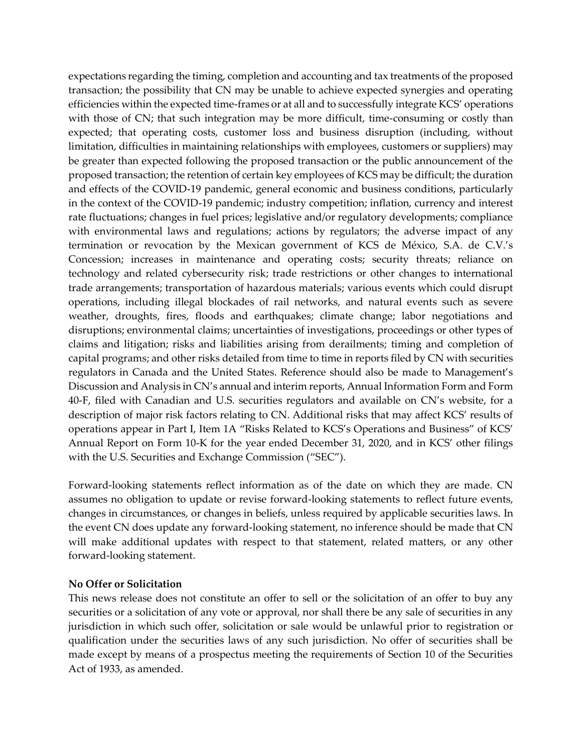expectations regarding the timing, completion and accounting and tax treatments of the proposed transaction; the possibility that CN may be unable to achieve expected synergies and operating efficiencies within the expected time-frames or at all and to successfully integrate KCS' operations with those of CN; that such integration may be more difficult, time-consuming or costly than expected; that operating costs, customer loss and business disruption (including, without limitation, difficulties in maintaining relationships with employees, customers or suppliers) may be greater than expected following the proposed transaction or the public announcement of the proposed transaction; the retention of certain key employees of KCS may be difficult; the duration and effects of the COVID-19 pandemic, general economic and business conditions, particularly in the context of the COVID-19 pandemic; industry competition; inflation, currency and interest rate fluctuations; changes in fuel prices; legislative and/or regulatory developments; compliance with environmental laws and regulations; actions by regulators; the adverse impact of any termination or revocation by the Mexican government of KCS de México, S.A. de C.V.'s Concession; increases in maintenance and operating costs; security threats; reliance on technology and related cybersecurity risk; trade restrictions or other changes to international trade arrangements; transportation of hazardous materials; various events which could disrupt operations, including illegal blockades of rail networks, and natural events such as severe weather, droughts, fires, floods and earthquakes; climate change; labor negotiations and disruptions; environmental claims; uncertainties of investigations, proceedings or other types of claims and litigation; risks and liabilities arising from derailments; timing and completion of capital programs; and other risks detailed from time to time in reports filed by CN with securities regulators in Canada and the United States. Reference should also be made to Management's Discussion and Analysis in CN's annual and interim reports, Annual Information Form and Form 40-F, filed with Canadian and U.S. securities regulators and available on CN's website, for a description of major risk factors relating to CN. Additional risks that may affect KCS' results of operations appear in Part I, Item 1A "Risks Related to KCS's Operations and Business" of KCS' Annual Report on Form 10-K for the year ended December 31, 2020, and in KCS' other filings with the U.S. Securities and Exchange Commission ("SEC").

Forward-looking statements reflect information as of the date on which they are made. CN assumes no obligation to update or revise forward-looking statements to reflect future events, changes in circumstances, or changes in beliefs, unless required by applicable securities laws. In the event CN does update any forward-looking statement, no inference should be made that CN will make additional updates with respect to that statement, related matters, or any other forward-looking statement.

**No Offer or Solicitation**

This news release does not constitute an offer to sell or the solicitation of an offer to buy any securities or a solicitation of any vote or approval, nor shall there be any sale of securities in any jurisdiction in which such offer, solicitation or sale would be unlawful prior to registration or qualification under the securities laws of any such jurisdiction. No offer of securities shall be made except by means of a prospectus meeting the requirements of Section 10 of the Securities Act of 1933, as amended.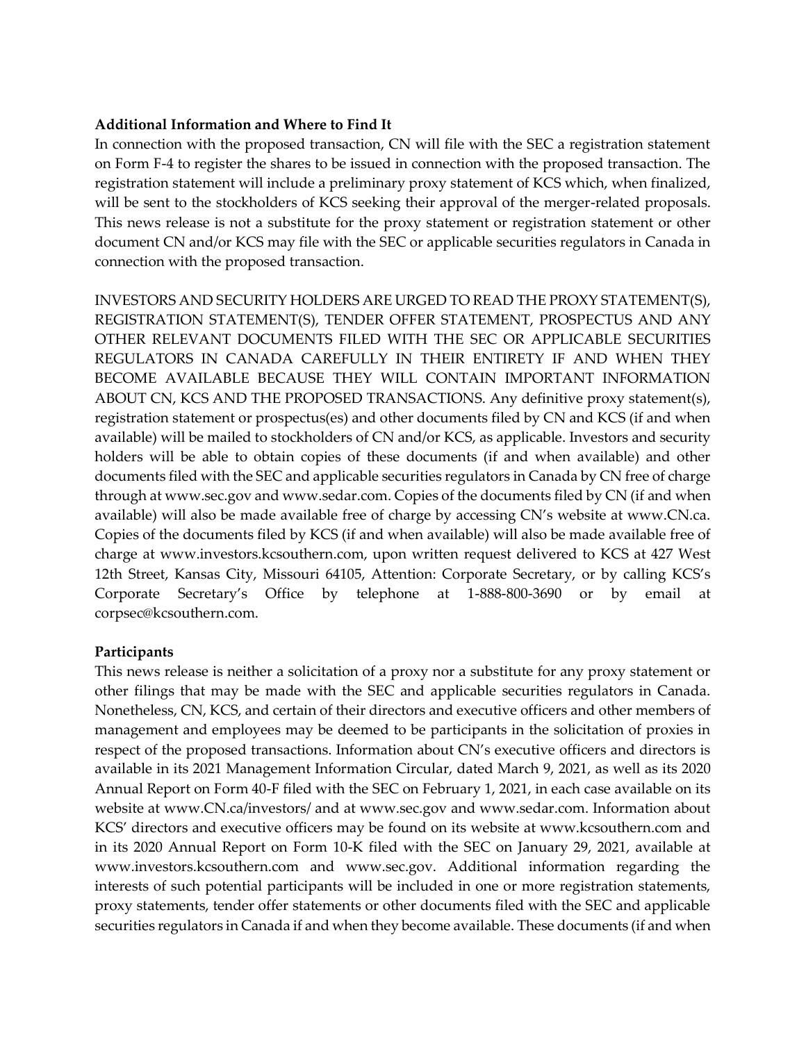**Additional Information and Where to Find It**

In connection with the proposed transaction, CN will file with the SEC a registration statement on Form F-4 to register the shares to be issued in connection with the proposed transaction. The registration statement will include a preliminary proxy statement of KCS which, when finalized, will be sent to the stockholders of KCS seeking their approval of the merger-related proposals. This news release is not a substitute for the proxy statement or registration statement or other document CN and/or KCS may file with the SEC or applicable securities regulators in Canada in connection with the proposed transaction.

INVESTORS AND SECURITY HOLDERS ARE URGED TO READ THE PROXY STATEMENT(S), REGISTRATION STATEMENT(S), TENDER OFFER STATEMENT, PROSPECTUS AND ANY OTHER RELEVANT DOCUMENTS FILED WITH THE SEC OR APPLICABLE SECURITIES REGULATORS IN CANADA CAREFULLY IN THEIR ENTIRETY IF AND WHEN THEY BECOME AVAILABLE BECAUSE THEY WILL CONTAIN IMPORTANT INFORMATION ABOUT CN, KCS AND THE PROPOSED TRANSACTIONS. Any definitive proxy statement(s), registration statement or prospectus(es) and other documents filed by CN and KCS (if and when available) will be mailed to stockholders of CN and/or KCS, as applicable. Investors and security holders will be able to obtain copies of these documents (if and when available) and other documents filed with the SEC and applicable securities regulators in Canada by CN free of charge through at www.sec.gov and www.sedar.com. Copies of the documents filed by CN (if and when available) will also be made available free of charge by accessing CN's website at www.CN.ca. Copies of the documents filed by KCS (if and when available) will also be made available free of charge at www.investors.kcsouthern.com, upon written request delivered to KCS at 427 West 12th Street, Kansas City, Missouri 64105, Attention: Corporate Secretary, or by calling KCS's Corporate Secretary's Office by telephone at 1-888-800-3690 or by email at corpsec@kcsouthern.com.

**Participants**

This news release is neither a solicitation of a proxy nor a substitute for any proxy statement or other filings that may be made with the SEC and applicable securities regulators in Canada. Nonetheless, CN, KCS, and certain of their directors and executive officers and other members of management and employees may be deemed to be participants in the solicitation of proxies in respect of the proposed transactions. Information about CN's executive officers and directors is available in its 2021 Management Information Circular, dated March 9, 2021, as well as its 2020 Annual Report on Form 40-F filed with the SEC on February 1, 2021, in each case available on its website at www.CN.ca/investors/ and at www.sec.gov and www.sedar.com. Information about KCS' directors and executive officers may be found on its website at www.kcsouthern.com and in its 2020 Annual Report on Form 10-K filed with the SEC on January 29, 2021, available at www.investors.kcsouthern.com and www.sec.gov. Additional information regarding the interests of such potential participants will be included in one or more registration statements, proxy statements, tender offer statements or other documents filed with the SEC and applicable securities regulators in Canada if and when they become available. These documents (if and when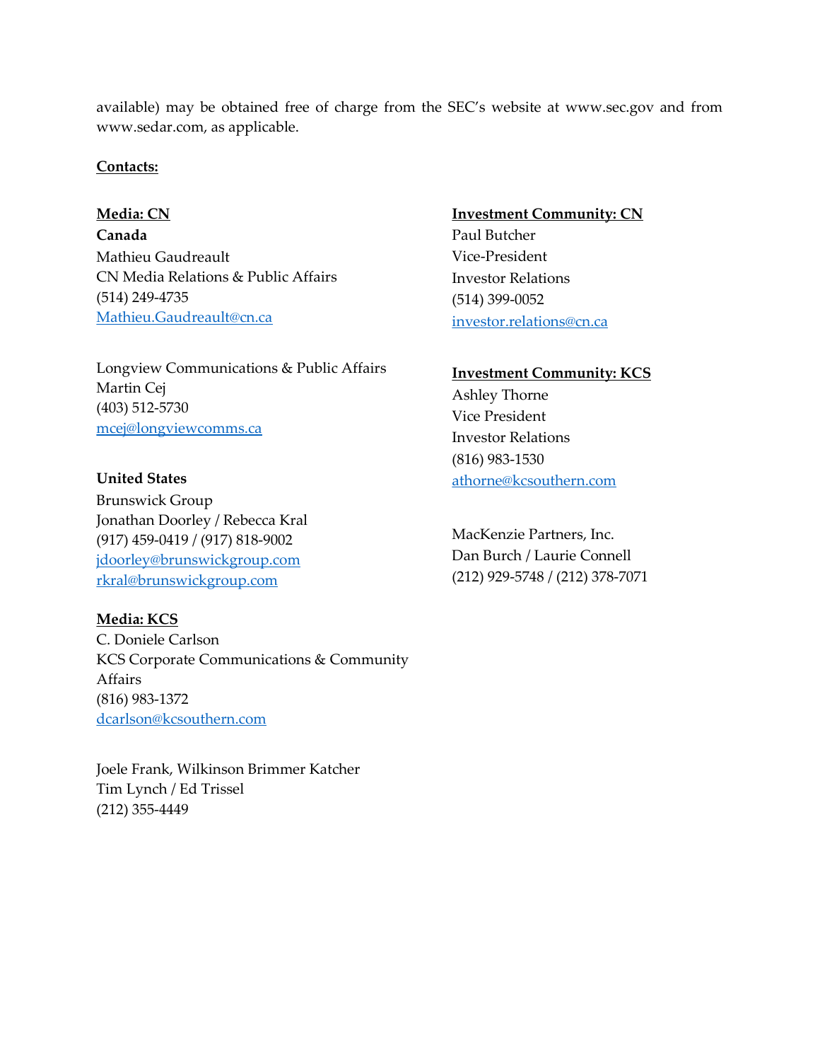available) may be obtained free of charge from the SEC's website at www.sec.gov and from www.sedar.com, as applicable.

**Contacts:**

**Media: CN**

**Canada**

Mathieu Gaudreault
CN Media Relations & Public Affairs
(514) 249-4735
Mathieu.Gaudreault@cn.ca

Longview Communications & Public Affairs
Martin Cej
(403) 512-5730
mcej@longviewcomms.ca

**United States**

Brunswick Group
Jonathan Doorley / Rebecca Kral
(917) 459-0419 / (917) 818-9002
jdoorley@brunswickgroup.com
rkral@brunswickgroup.com

**Media: KCS**

C. Doniele Carlson
KCS Corporate Communications & Community Affairs
(816) 983-1372
dcarlson@kcsouthern.com

Joele Frank, Wilkinson Brimmer Katcher
Tim Lynch / Ed Trissel
(212) 355-4449

**Investment Community: CN**

Paul Butcher
Vice-President
Investor Relations
(514) 399-0052
investor.relations@cn.ca

**Investment Community: KCS**

Ashley Thorne
Vice President
Investor Relations
(816) 983-1530
athorne@kcsouthern.com

MacKenzie Partners, Inc.
Dan Burch / Laurie Connell
(212) 929-5748 / (212) 378-7071